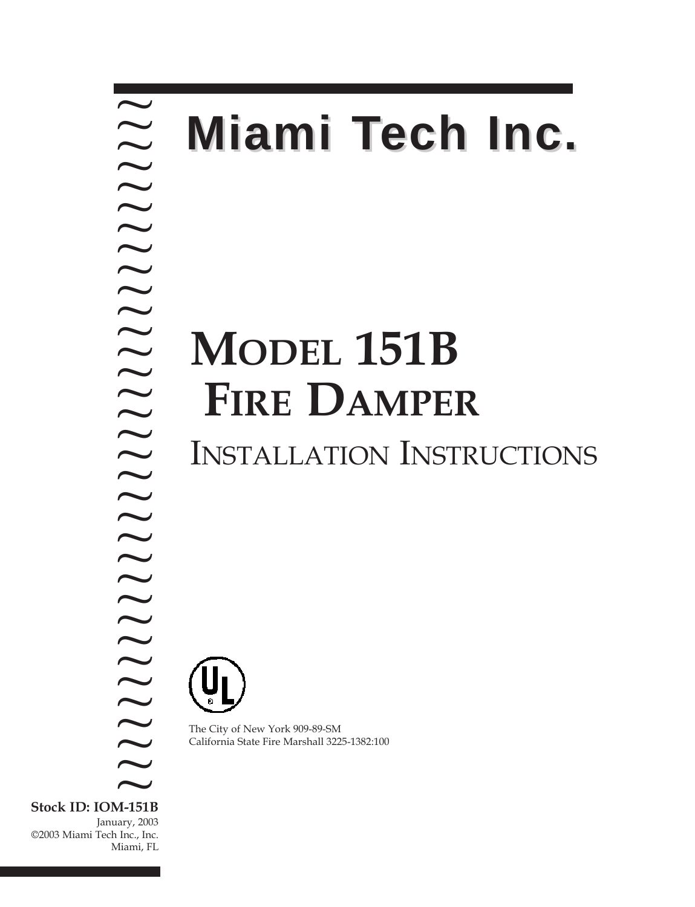# Miami Tech Inc.

# MODEL 151B FIRE DAMPER

## INSTALLATION INSTRUCTIONS

The City of New York 909-89-SM
California State Fire Marshall 3225-1382:100

**Stock ID: IOM-151B**
January, 2003
©2003 Miami Tech Inc., Inc.
Miami, FL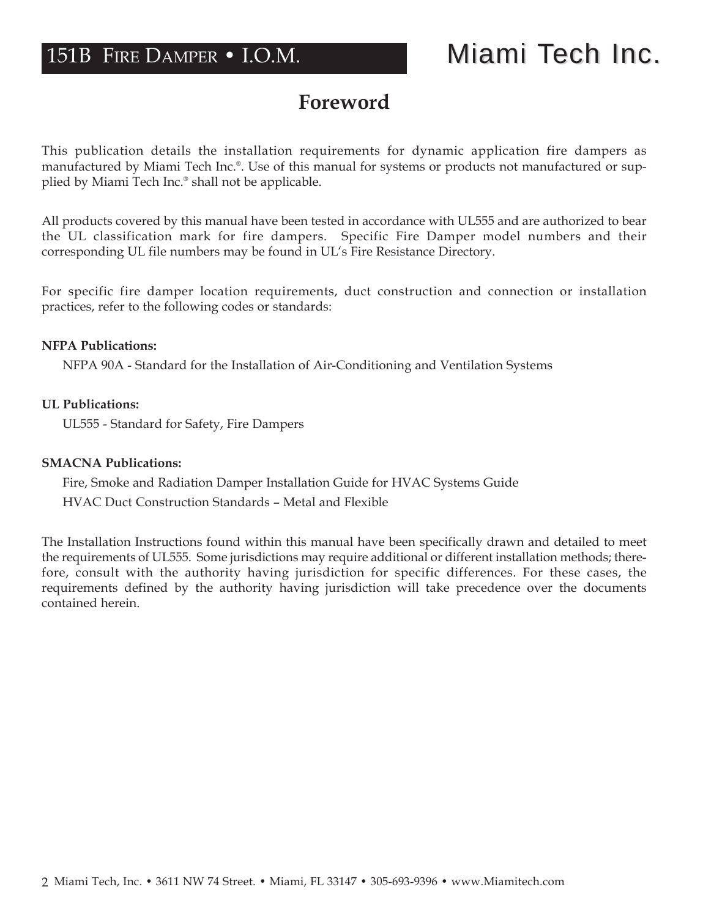# Foreword

This publication details the installation requirements for dynamic application fire dampers as manufactured by Miami Tech Inc.®. Use of this manual for systems or products not manufactured or supplied by Miami Tech Inc.® shall not be applicable.

All products covered by this manual have been tested in accordance with UL555 and are authorized to bear the UL classification mark for fire dampers. Specific Fire Damper model numbers and their corresponding UL file numbers may be found in UL's Fire Resistance Directory.

For specific fire damper location requirements, duct construction and connection or installation practices, refer to the following codes or standards:

**NFPA Publications:**

NFPA 90A - Standard for the Installation of Air-Conditioning and Ventilation Systems

**UL Publications:**

UL555 - Standard for Safety, Fire Dampers

**SMACNA Publications:**

Fire, Smoke and Radiation Damper Installation Guide for HVAC Systems Guide

HVAC Duct Construction Standards – Metal and Flexible

The Installation Instructions found within this manual have been specifically drawn and detailed to meet the requirements of UL555. Some jurisdictions may require additional or different installation methods; therefore, consult with the authority having jurisdiction for specific differences. For these cases, the requirements defined by the authority having jurisdiction will take precedence over the documents contained herein.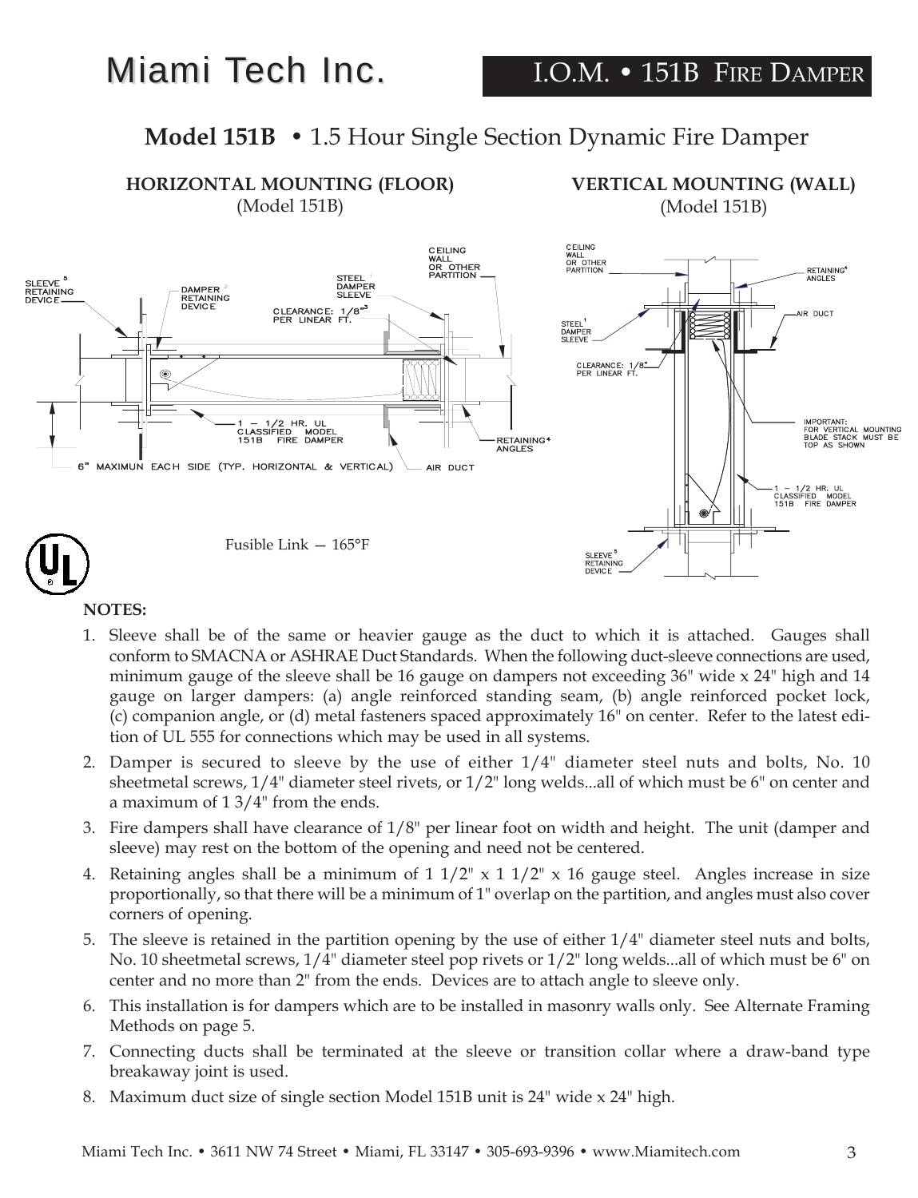Miami Tech Inc.

I.O.M. • 151B FIRE DAMPER

## **Model 151B** • 1.5 Hour Single Section Dynamic Fire Damper

**HORIZONTAL MOUNTING (FLOOR)**
(Model 151B)

SLEEVE [5] RETAINING DEVICE

DAMPER [2] RETAINING DEVICE

STEEL [1] DAMPER SLEEVE

CEILING WALL OR OTHER PARTITION

CLEARANCE: 1/8" [3] PER LINEAR FT.

1 – 1/2 HR. UL CLASSIFIED MODEL 151B FIRE DAMPER

RETAINING [4] ANGLES

6" MAXIMUN EACH SIDE (TYP. HORIZONTAL & VERTICAL)

AIR DUCT

**VERTICAL MOUNTING (WALL)**
(Model 151B)

CEILING WALL OR OTHER PARTITION

RETAINING [4] ANGLES

AIR DUCT

STEEL [1] DAMPER SLEEVE

CLEARANCE: 1/8" PER LINEAR FT.

IMPORTANT: FOR VERTICAL MOUNTING BLADE STACK MUST BE TOP AS SHOWN

1 – 1/2 HR. UL CLASSIFIED MODEL 151B FIRE DAMPER

SLEEVE [5] RETAINING DEVICE

Fusible Link — 165°F

**NOTES:**

1. Sleeve shall be of the same or heavier gauge as the duct to which it is attached. Gauges shall conform to SMACNA or ASHRAE Duct Standards. When the following duct-sleeve connections are used, minimum gauge of the sleeve shall be 16 gauge on dampers not exceeding 36" wide x 24" high and 14 gauge on larger dampers: (a) angle reinforced standing seam, (b) angle reinforced pocket lock, (c) companion angle, or (d) metal fasteners spaced approximately 16" on center. Refer to the latest edition of UL 555 for connections which may be used in all systems.
2. Damper is secured to sleeve by the use of either 1/4" diameter steel nuts and bolts, No. 10 sheetmetal screws, 1/4" diameter steel rivets, or 1/2" long welds...all of which must be 6" on center and a maximum of 1 3/4" from the ends.
3. Fire dampers shall have clearance of 1/8" per linear foot on width and height. The unit (damper and sleeve) may rest on the bottom of the opening and need not be centered.
4. Retaining angles shall be a minimum of 1 1/2" x 1 1/2" x 16 gauge steel. Angles increase in size proportionally, so that there will be a minimum of 1" overlap on the partition, and angles must also cover corners of opening.
5. The sleeve is retained in the partition opening by the use of either 1/4" diameter steel nuts and bolts, No. 10 sheetmetal screws, 1/4" diameter steel pop rivets or 1/2" long welds...all of which must be 6" on center and no more than 2" from the ends. Devices are to attach angle to sleeve only.
6. This installation is for dampers which are to be installed in masonry walls only. See Alternate Framing Methods on page 5.
7. Connecting ducts shall be terminated at the sleeve or transition collar where a draw-band type breakaway joint is used.
8. Maximum duct size of single section Model 151B unit is 24" wide x 24" high.

Miami Tech Inc. • 3611 NW 74 Street • Miami, FL 33147 • 305-693-9396 • www.Miamitech.com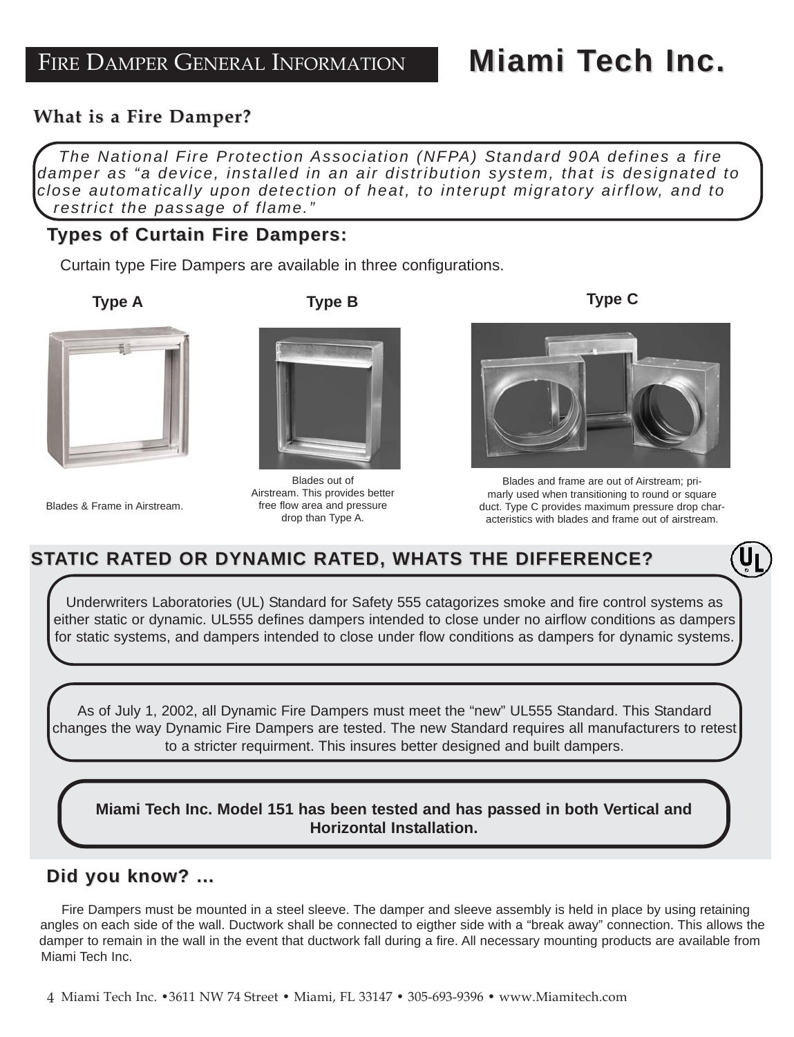# FIRE DAMPER GENERAL INFORMATION

# Miami Tech Inc.

## What is a Fire Damper?

*The National Fire Protection Association (NFPA) Standard 90A defines a fire damper as "a device, installed in an air distribution system, that is designated to close automatically upon detection of heat, to interupt migratory airflow, and to restrict the passage of flame."*

## Types of Curtain Fire Dampers:

Curtain type Fire Dampers are available in three configurations.

**Type A**

Blades & Frame in Airstream.

**Type B**

Blades out of Airstream. This provides better free flow area and pressure drop than Type A.

**Type C**

Blades and frame are out of Airstream; primarly used when transitioning to round or square duct. Type C provides maximum pressure drop characteristics with blades and frame out of airstream.

## STATIC RATED OR DYNAMIC RATED, WHATS THE DIFFERENCE?

Underwriters Laboratories (UL) Standard for Safety 555 catagorizes smoke and fire control systems as either static or dynamic. UL555 defines dampers intended to close under no airflow conditions as dampers for static systems, and dampers intended to close under flow conditions as dampers for dynamic systems.

As of July 1, 2002, all Dynamic Fire Dampers must meet the "new" UL555 Standard. This Standard changes the way Dynamic Fire Dampers are tested. The new Standard requires all manufacturers to retest to a stricter requirment. This insures better designed and built dampers.

**Miami Tech Inc. Model 151 has been tested and has passed in both Vertical and Horizontal Installation.**

## Did you know? ...

Fire Dampers must be mounted in a steel sleeve. The damper and sleeve assembly is held in place by using retaining angles on each side of the wall. Ductwork shall be connected to eigther side with a "break away" connection. This allows the damper to remain in the wall in the event that ductwork fall during a fire. All necessary mounting products are available from Miami Tech Inc.

Miami Tech Inc. •3611 NW 74 Street • Miami, FL 33147 • 305-693-9396 • www.Miamitech.com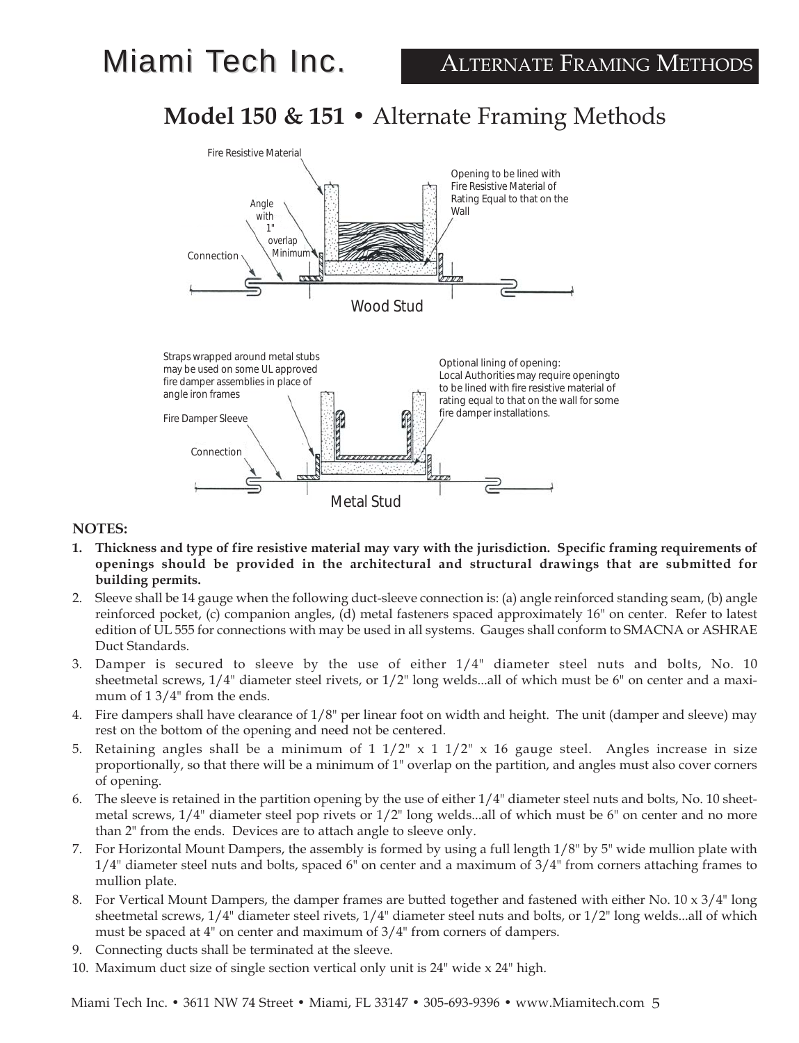# Model 150 & 151 • Alternate Framing Methods

Fire Resistive Material

Angle with 1" overlap Minimum

Connection

Opening to be lined with Fire Resistive Material of Rating Equal to that on the Wall

Wood Stud

Straps wrapped around metal stubs may be used on some UL approved fire damper assemblies in place of angle iron frames

Fire Damper Sleeve

Connection

Optional lining of opening: Local Authorities may require openingto to be lined with fire resistive material of rating equal to that on the wall for some fire damper installations.

Metal Stud

**NOTES:**

1. **Thickness and type of fire resistive material may vary with the jurisdiction. Specific framing requirements of openings should be provided in the architectural and structural drawings that are submitted for building permits.**
2. Sleeve shall be 14 gauge when the following duct-sleeve connection is: (a) angle reinforced standing seam, (b) angle reinforced pocket, (c) companion angles, (d) metal fasteners spaced approximately 16" on center. Refer to latest edition of UL 555 for connections with may be used in all systems. Gauges shall conform to SMACNA or ASHRAE Duct Standards.
3. Damper is secured to sleeve by the use of either 1/4" diameter steel nuts and bolts, No. 10 sheetmetal screws, 1/4" diameter steel rivets, or 1/2" long welds...all of which must be 6" on center and a maximum of 1 3/4" from the ends.
4. Fire dampers shall have clearance of 1/8" per linear foot on width and height. The unit (damper and sleeve) may rest on the bottom of the opening and need not be centered.
5. Retaining angles shall be a minimum of 1 1/2" x 1 1/2" x 16 gauge steel. Angles increase in size proportionally, so that there will be a minimum of 1" overlap on the partition, and angles must also cover corners of opening.
6. The sleeve is retained in the partition opening by the use of either 1/4" diameter steel nuts and bolts, No. 10 sheetmetal screws, 1/4" diameter steel pop rivets or 1/2" long welds...all of which must be 6" on center and no more than 2" from the ends. Devices are to attach angle to sleeve only.
7. For Horizontal Mount Dampers, the assembly is formed by using a full length 1/8" by 5" wide mullion plate with 1/4" diameter steel nuts and bolts, spaced 6" on center and a maximum of 3/4" from corners attaching frames to mullion plate.
8. For Vertical Mount Dampers, the damper frames are butted together and fastened with either No. 10 x 3/4" long sheetmetal screws, 1/4" diameter steel rivets, 1/4" diameter steel nuts and bolts, or 1/2" long welds...all of which must be spaced at 4" on center and maximum of 3/4" from corners of dampers.
9. Connecting ducts shall be terminated at the sleeve.
10. Maximum duct size of single section vertical only unit is 24" wide x 24" high.